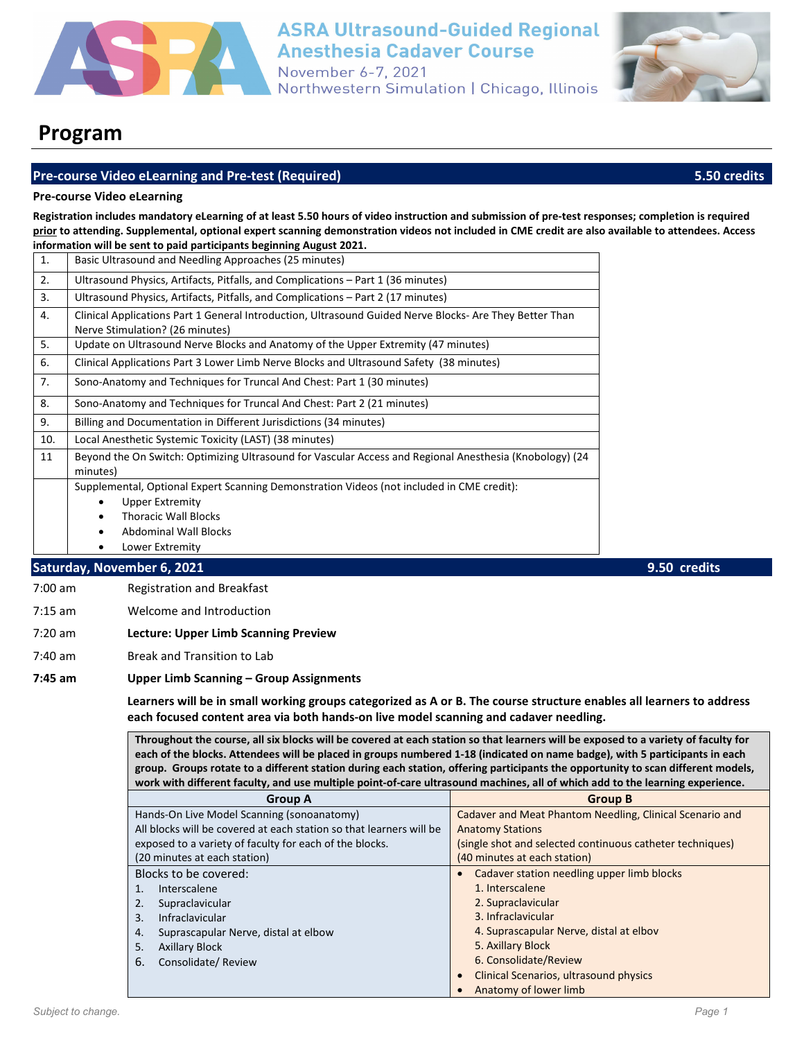# ASRA Ultrasound-Guided Regional Anesthesia Cadaver Course

November 6-7, 2021
Northwestern Simulation | Chicago, Illinois

# Program

## Pre-course Video eLearning and Pre-test (Required) — 5.50 credits

**Pre-course Video eLearning**

**Registration includes mandatory eLearning of at least 5.50 hours of video instruction and submission of pre-test responses; completion is required <u>prior</u> to attending. Supplemental, optional expert scanning demonstration videos not included in CME credit are also available to attendees. Access information will be sent to paid participants beginning August 2021.**

| | |
|---|---|
| 1. | Basic Ultrasound and Needling Approaches (25 minutes) |
| 2. | Ultrasound Physics, Artifacts, Pitfalls, and Complications – Part 1 (36 minutes) |
| 3. | Ultrasound Physics, Artifacts, Pitfalls, and Complications – Part 2 (17 minutes) |
| 4. | Clinical Applications Part 1 General Introduction, Ultrasound Guided Nerve Blocks- Are They Better Than Nerve Stimulation? (26 minutes) |
| 5. | Update on Ultrasound Nerve Blocks and Anatomy of the Upper Extremity (47 minutes) |
| 6. | Clinical Applications Part 3 Lower Limb Nerve Blocks and Ultrasound Safety (38 minutes) |
| 7. | Sono-Anatomy and Techniques for Truncal And Chest: Part 1 (30 minutes) |
| 8. | Sono-Anatomy and Techniques for Truncal And Chest: Part 2 (21 minutes) |
| 9. | Billing and Documentation in Different Jurisdictions (34 minutes) |
| 10. | Local Anesthetic Systemic Toxicity (LAST) (38 minutes) |
| 11 | Beyond the On Switch: Optimizing Ultrasound for Vascular Access and Regional Anesthesia (Knobology) (24 minutes) |
| | Supplemental, Optional Expert Scanning Demonstration Videos (not included in CME credit): <br>• Upper Extremity <br>• Thoracic Wall Blocks <br>• Abdominal Wall Blocks <br>• Lower Extremity |

## Saturday, November 6, 2021 — 9.50 credits

7:00 am — Registration and Breakfast

7:15 am — Welcome and Introduction

7:20 am — **Lecture: Upper Limb Scanning Preview**

7:40 am — Break and Transition to Lab

**7:45 am** — **Upper Limb Scanning – Group Assignments**

**Learners will be in small working groups categorized as A or B. The course structure enables all learners to address each focused content area via both hands-on live model scanning and cadaver needling.**

**Throughout the course, all six blocks will be covered at each station so that learners will be exposed to a variety of faculty for each of the blocks. Attendees will be placed in groups numbered 1-18 (indicated on name badge), with 5 participants in each group. Groups rotate to a different station during each station, offering participants the opportunity to scan different models, work with different faculty, and use multiple point-of-care ultrasound machines, all of which add to the learning experience.**

| Group A | Group B |
|---|---|
| Hands-On Live Model Scanning (sonoanatomy)<br>All blocks will be covered at each station so that learners will be exposed to a variety of faculty for each of the blocks.<br>(20 minutes at each station) | Cadaver and Meat Phantom Needling, Clinical Scenario and Anatomy Stations<br>(single shot and selected continuous catheter techniques)<br>(40 minutes at each station) |
| Blocks to be covered:<br>1. Interscalene<br>2. Supraclavicular<br>3. Infraclavicular<br>4. Suprascapular Nerve, distal at elbow<br>5. Axillary Block<br>6. Consolidate/ Review | • Cadaver station needling upper limb blocks<br>1. Interscalene<br>2. Supraclavicular<br>3. Infraclavicular<br>4. Suprascapular Nerve, distal at elbov<br>5. Axillary Block<br>6. Consolidate/Review<br>• Clinical Scenarios, ultrasound physics<br>• Anatomy of lower limb |

*Subject to change.*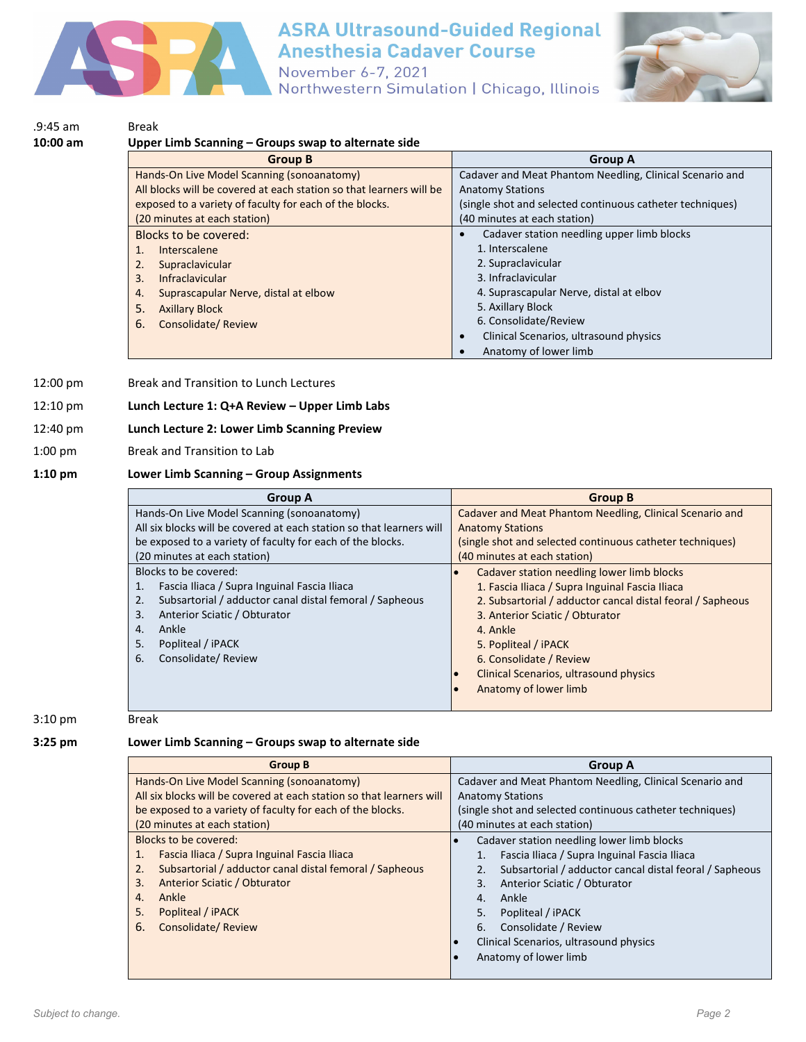# ASRA Ultrasound-Guided Regional Anesthesia Cadaver Course

November 6-7, 2021
Northwestern Simulation | Chicago, Illinois

.9:45 am Break

**10:00 am** **Upper Limb Scanning – Groups swap to alternate side**

| Group B | Group A |
|---|---|
| Hands-On Live Model Scanning (sonoanatomy)<br>All blocks will be covered at each station so that learners will be exposed to a variety of faculty for each of the blocks.<br>(20 minutes at each station) | Cadaver and Meat Phantom Needling, Clinical Scenario and Anatomy Stations<br>(single shot and selected continuous catheter techniques)<br>(40 minutes at each station) |
| Blocks to be covered:<br>1. Interscalene<br>2. Supraclavicular<br>3. Infraclavicular<br>4. Suprascapular Nerve, distal at elbow<br>5. Axillary Block<br>6. Consolidate/ Review | • Cadaver station needling upper limb blocks<br>1. Interscalene<br>2. Supraclavicular<br>3. Infraclavicular<br>4. Suprascapular Nerve, distal at elbov<br>5. Axillary Block<br>6. Consolidate/Review<br>• Clinical Scenarios, ultrasound physics<br>• Anatomy of lower limb |

12:00 pm Break and Transition to Lunch Lectures

12:10 pm **Lunch Lecture 1: Q+A Review – Upper Limb Labs**

12:40 pm **Lunch Lecture 2: Lower Limb Scanning Preview**

1:00 pm Break and Transition to Lab

**1:10 pm** **Lower Limb Scanning – Group Assignments**

| Group A | Group B |
|---|---|
| Hands-On Live Model Scanning (sonoanatomy)<br>All six blocks will be covered at each station so that learners will be exposed to a variety of faculty for each of the blocks.<br>(20 minutes at each station) | Cadaver and Meat Phantom Needling, Clinical Scenario and Anatomy Stations<br>(single shot and selected continuous catheter techniques)<br>(40 minutes at each station) |
| Blocks to be covered:<br>1. Fascia Iliaca / Supra Inguinal Fascia Iliaca<br>2. Subsartorial / adductor canal distal femoral / Sapheous<br>3. Anterior Sciatic / Obturator<br>4. Ankle<br>5. Popliteal / iPACK<br>6. Consolidate/ Review | • Cadaver station needling lower limb blocks<br>1. Fascia Iliaca / Supra Inguinal Fascia Iliaca<br>2. Subsartorial / adductor cancal distal feoral / Sapheous<br>3. Anterior Sciatic / Obturator<br>4. Ankle<br>5. Popliteal / iPACK<br>6. Consolidate / Review<br>• Clinical Scenarios, ultrasound physics<br>• Anatomy of lower limb |

3:10 pm Break

**3:25 pm** **Lower Limb Scanning – Groups swap to alternate side**

| Group B | Group A |
|---|---|
| Hands-On Live Model Scanning (sonoanatomy)<br>All six blocks will be covered at each station so that learners will be exposed to a variety of faculty for each of the blocks.<br>(20 minutes at each station) | Cadaver and Meat Phantom Needling, Clinical Scenario and Anatomy Stations<br>(single shot and selected continuous catheter techniques)<br>(40 minutes at each station) |
| Blocks to be covered:<br>1. Fascia Iliaca / Supra Inguinal Fascia Iliaca<br>2. Subsartorial / adductor canal distal femoral / Sapheous<br>3. Anterior Sciatic / Obturator<br>4. Ankle<br>5. Popliteal / iPACK<br>6. Consolidate/ Review | • Cadaver station needling lower limb blocks<br>1. Fascia Iliaca / Supra Inguinal Fascia Iliaca<br>2. Subsartorial / adductor cancal distal feoral / Sapheous<br>3. Anterior Sciatic / Obturator<br>4. Ankle<br>5. Popliteal / iPACK<br>6. Consolidate / Review<br>• Clinical Scenarios, ultrasound physics<br>• Anatomy of lower limb |

*Subject to change.*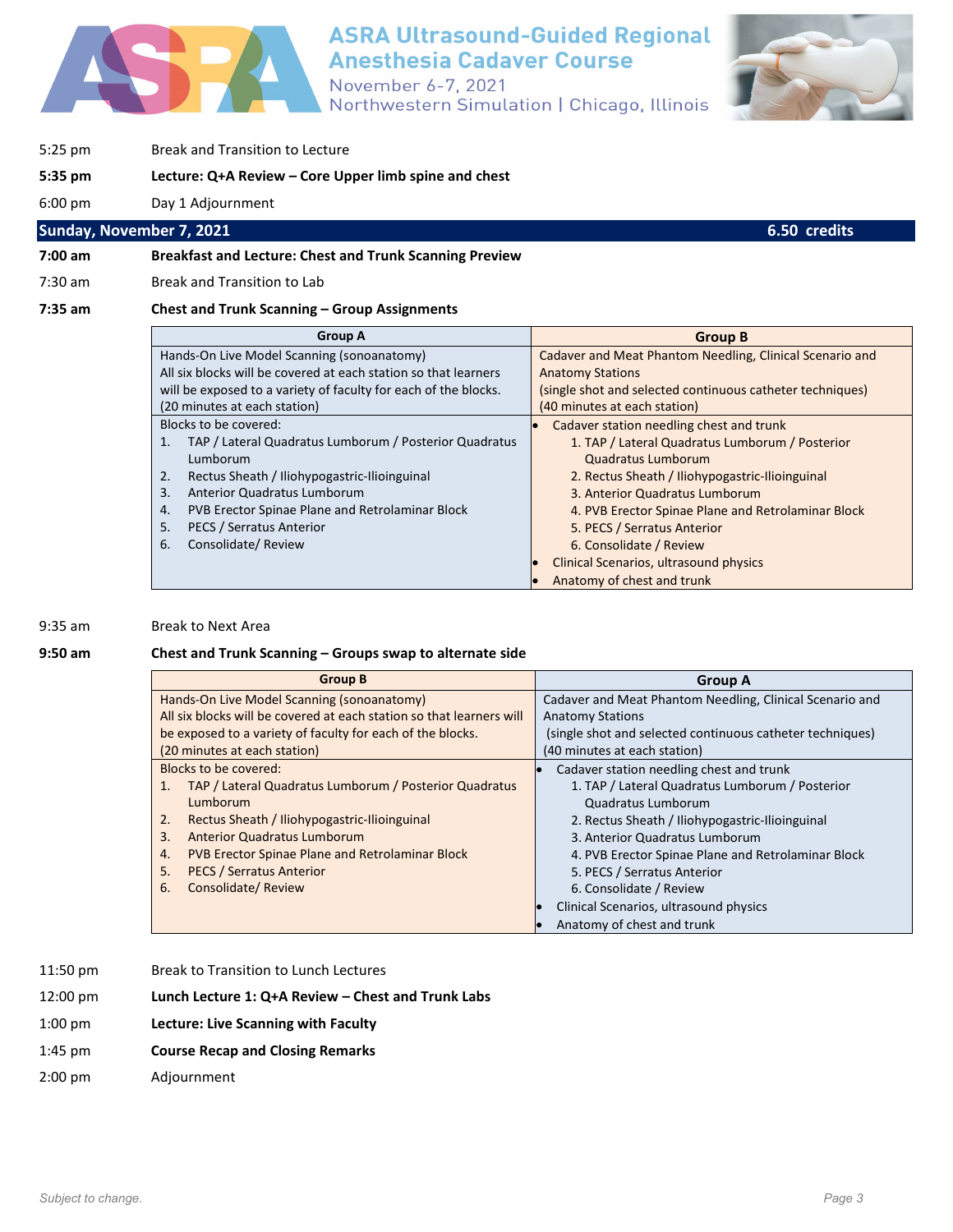| | |
|---|---|
| 5:25 pm | Break and Transition to Lecture |
| **5:35 pm** | **Lecture: Q+A Review – Core Upper limb spine and chest** |
| 6:00 pm | Day 1 Adjournment |

## Sunday, November 7, 2021 — 6.50 credits

| | |
|---|---|
| **7:00 am** | **Breakfast and Lecture: Chest and Trunk Scanning Preview** |
| 7:30 am | Break and Transition to Lab |
| **7:35 am** | **Chest and Trunk Scanning – Group Assignments** |

| Group A | Group B |
|---|---|
| Hands-On Live Model Scanning (sonoanatomy)<br>All six blocks will be covered at each station so that learners will be exposed to a variety of faculty for each of the blocks.<br>(20 minutes at each station) | Cadaver and Meat Phantom Needling, Clinical Scenario and Anatomy Stations<br>(single shot and selected continuous catheter techniques)<br>(40 minutes at each station) |
| Blocks to be covered:<br>1. TAP / Lateral Quadratus Lumborum / Posterior Quadratus Lumborum<br>2. Rectus Sheath / Iliohypogastric-Ilioinguinal<br>3. Anterior Quadratus Lumborum<br>4. PVB Erector Spinae Plane and Retrolaminar Block<br>5. PECS / Serratus Anterior<br>6. Consolidate/ Review | • Cadaver station needling chest and trunk<br>1. TAP / Lateral Quadratus Lumborum / Posterior Quadratus Lumborum<br>2. Rectus Sheath / Iliohypogastric-Ilioinguinal<br>3. Anterior Quadratus Lumborum<br>4. PVB Erector Spinae Plane and Retrolaminar Block<br>5. PECS / Serratus Anterior<br>6. Consolidate / Review<br>• Clinical Scenarios, ultrasound physics<br>• Anatomy of chest and trunk |

| | |
|---|---|
| 9:35 am | Break to Next Area |
| **9:50 am** | **Chest and Trunk Scanning – Groups swap to alternate side** |

| Group B | Group A |
|---|---|
| Hands-On Live Model Scanning (sonoanatomy)<br>All six blocks will be covered at each station so that learners will be exposed to a variety of faculty for each of the blocks.<br>(20 minutes at each station) | Cadaver and Meat Phantom Needling, Clinical Scenario and Anatomy Stations<br>(single shot and selected continuous catheter techniques)<br>(40 minutes at each station) |
| Blocks to be covered:<br>1. TAP / Lateral Quadratus Lumborum / Posterior Quadratus Lumborum<br>2. Rectus Sheath / Iliohypogastric-Ilioinguinal<br>3. Anterior Quadratus Lumborum<br>4. PVB Erector Spinae Plane and Retrolaminar Block<br>5. PECS / Serratus Anterior<br>6. Consolidate/ Review | • Cadaver station needling chest and trunk<br>1. TAP / Lateral Quadratus Lumborum / Posterior Quadratus Lumborum<br>2. Rectus Sheath / Iliohypogastric-Ilioinguinal<br>3. Anterior Quadratus Lumborum<br>4. PVB Erector Spinae Plane and Retrolaminar Block<br>5. PECS / Serratus Anterior<br>6. Consolidate / Review<br>• Clinical Scenarios, ultrasound physics<br>• Anatomy of chest and trunk |

| | |
|---|---|
| 11:50 pm | Break to Transition to Lunch Lectures |
| **12:00 pm** | **Lunch Lecture 1: Q+A Review – Chest and Trunk Labs** |
| **1:00 pm** | **Lecture: Live Scanning with Faculty** |
| **1:45 pm** | **Course Recap and Closing Remarks** |
| 2:00 pm | Adjournment |

*Subject to change.*